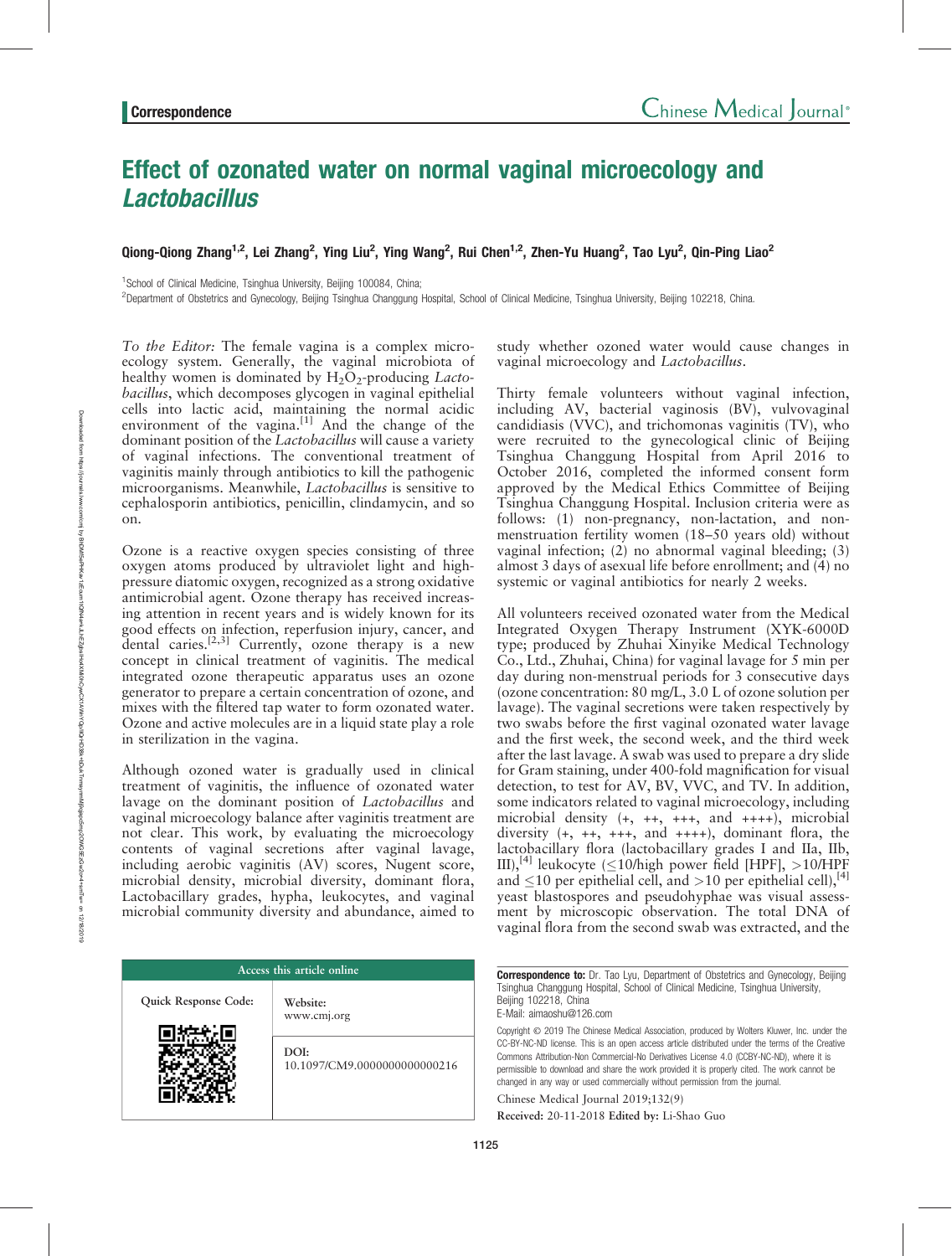Correspondence

# Effect of ozonated water on normal vaginal microecology and *Lactobacillus*

Qiong-Qiong Zhang[1,2], Lei Zhang[2], Ying Liu[2], Ying Wang[2], Rui Chen[1,2], Zhen-Yu Huang[2], Tao Lyu[2], Qin-Ping Liao[2]

[1]School of Clinical Medicine, Tsinghua University, Beijing 100084, China;

[2]Department of Obstetrics and Gynecology, Beijing Tsinghua Changgung Hospital, School of Clinical Medicine, Tsinghua University, Beijing 102218, China.

*To the Editor:* The female vagina is a complex microecology system. Generally, the vaginal microbiota of healthy women is dominated by $H_2O_2$-producing *Lactobacillus*, which decomposes glycogen in vaginal epithelial cells into lactic acid, maintaining the normal acidic environment of the vagina.[1] And the change of the dominant position of the *Lactobacillus* will cause a variety of vaginal infections. The conventional treatment of vaginitis mainly through antibiotics to kill the pathogenic microorganisms. Meanwhile, *Lactobacillus* is sensitive to cephalosporin antibiotics, penicillin, clindamycin, and so on.

Ozone is a reactive oxygen species consisting of three oxygen atoms produced by ultraviolet light and high-pressure diatomic oxygen, recognized as a strong oxidative antimicrobial agent. Ozone therapy has received increasing attention in recent years and is widely known for its good effects on infection, reperfusion injury, cancer, and dental caries.[2,3] Currently, ozone therapy is a new concept in clinical treatment of vaginitis. The medical integrated ozone therapeutic apparatus uses an ozone generator to prepare a certain concentration of ozone, and mixes with the filtered tap water to form ozonated water. Ozone and active molecules are in a liquid state play a role in sterilization in the vagina.

Although ozoned water is gradually used in clinical treatment of vaginitis, the influence of ozonated water lavage on the dominant position of *Lactobacillus* and vaginal microecology balance after vaginitis treatment are not clear. This work, by evaluating the microecology contents of vaginal secretions after vaginal lavage, including aerobic vaginitis (AV) scores, Nugent score, microbial density, microbial diversity, dominant flora, Lactobacillary grades, hypha, leukocytes, and vaginal microbial community diversity and abundance, aimed to study whether ozoned water would cause changes in vaginal microecology and *Lactobacillus*.

Thirty female volunteers without vaginal infection, including AV, bacterial vaginosis (BV), vulvovaginal candidiasis (VVC), and trichomonas vaginitis (TV), who were recruited to the gynecological clinic of Beijing Tsinghua Changgung Hospital from April 2016 to October 2016, completed the informed consent form approved by the Medical Ethics Committee of Beijing Tsinghua Changgung Hospital. Inclusion criteria were as follows: (1) non-pregnancy, non-lactation, and non-menstruation fertility women (18–50 years old) without vaginal infection; (2) no abnormal vaginal bleeding; (3) almost 3 days of asexual life before enrollment; and (4) no systemic or vaginal antibiotics for nearly 2 weeks.

All volunteers received ozonated water from the Medical Integrated Oxygen Therapy Instrument (XYK-6000D type; produced by Zhuhai Xinyike Medical Technology Co., Ltd., Zhuhai, China) for vaginal lavage for 5 min per day during non-menstrual periods for 3 consecutive days (ozone concentration: 80 mg/L, 3.0 L of ozone solution per lavage). The vaginal secretions were taken respectively by two swabs before the first vaginal ozonated water lavage and the first week, the second week, and the third week after the last lavage. A swab was used to prepare a dry slide for Gram staining, under 400-fold magnification for visual detection, to test for AV, BV, VVC, and TV. In addition, some indicators related to vaginal microecology, including microbial density (+, ++, +++, and ++++), microbial diversity (+, ++, +++, and ++++), dominant flora, the lactobacillary flora (lactobacillary grades I and IIa, IIb, III),[4] leukocyte (≤10/high power field [HPF], >10/HPF and ≤10 per epithelial cell, and >10 per epithelial cell),[4] yeast blastospores and pseudohyphae was visual assessment by microscopic observation. The total DNA of vaginal flora from the second swab was extracted, and the

| Access this article online | |
|---|---|
| Quick Response Code: | Website: www.cmj.org |
| | DOI: 10.1097/CM9.0000000000000216 |

**Correspondence to:** Dr. Tao Lyu, Department of Obstetrics and Gynecology, Beijing Tsinghua Changgung Hospital, School of Clinical Medicine, Tsinghua University, Beijing 102218, China
E-Mail: aimaoshu@126.com

Copyright © 2019 The Chinese Medical Association, produced by Wolters Kluwer, Inc. under the CC-BY-NC-ND license. This is an open access article distributed under the terms of the Creative Commons Attribution-Non Commercial-No Derivatives License 4.0 (CCBY-NC-ND), where it is permissible to download and share the work provided it is properly cited. The work cannot be changed in any way or used commercially without permission from the journal.

Chinese Medical Journal 2019;132(9)

**Received:** 20-11-2018 **Edited by:** Li-Shao Guo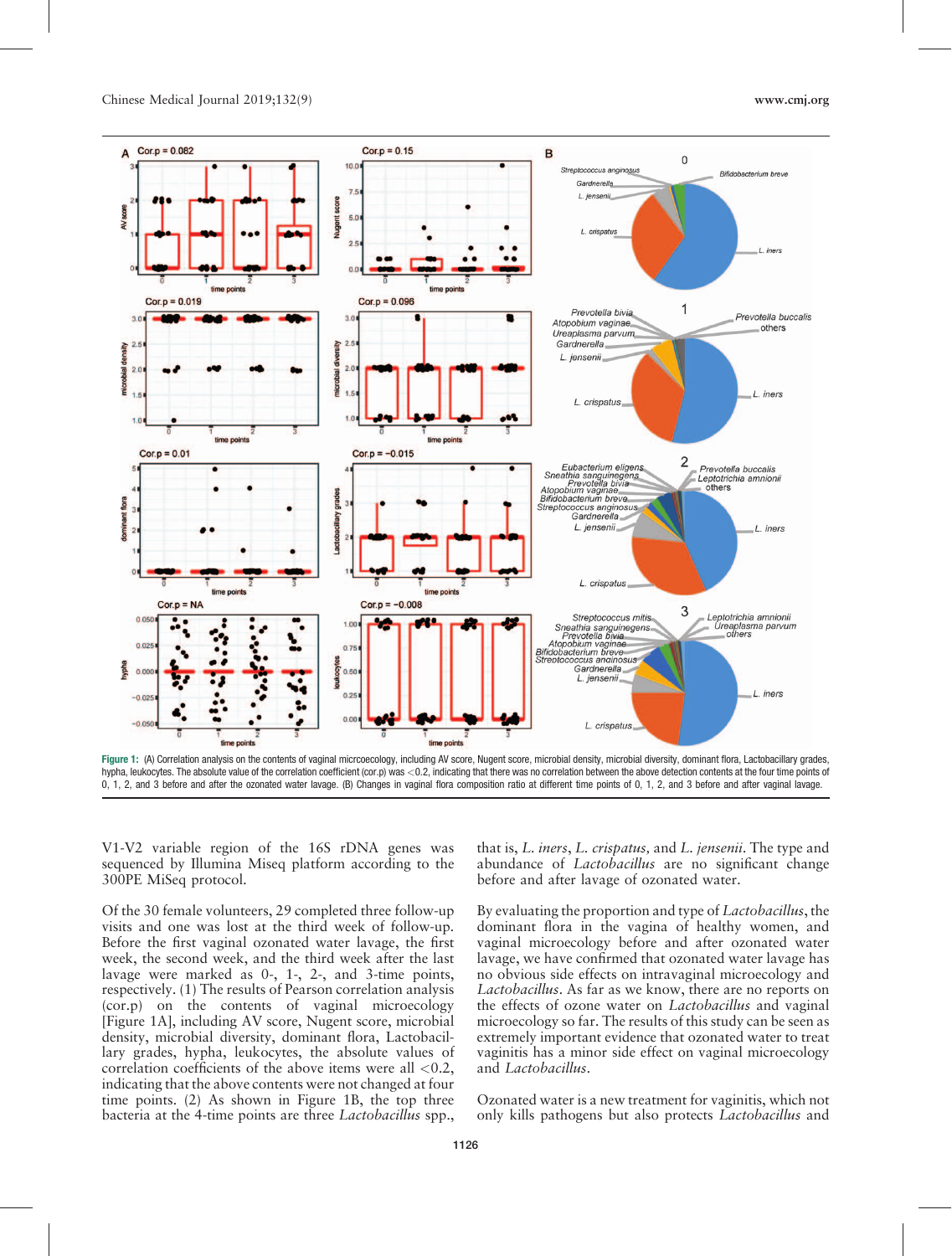Figure 1: (A) Correlation analysis on the contents of vaginal micrcoecology, including AV score, Nugent score, microbial density, microbial diversity, dominant flora, Lactobacillary grades, hypha, leukocytes. The absolute value of the correlation coefficient (cor.p) was <0.2, indicating that there was no correlation between the above detection contents at the four time points of 0, 1, 2, and 3 before and after the ozonated water lavage. (B) Changes in vaginal flora composition ratio at different time points of 0, 1, 2, and 3 before and after vaginal lavage.

V1-V2 variable region of the 16S rDNA genes was sequenced by Illumina Miseq platform according to the 300PE MiSeq protocol.

Of the 30 female volunteers, 29 completed three follow-up visits and one was lost at the third week of follow-up. Before the first vaginal ozonated water lavage, the first week, the second week, and the third week after the last lavage were marked as 0-, 1-, 2-, and 3-time points, respectively. (1) The results of Pearson correlation analysis (cor.p) on the contents of vaginal microecology [Figure 1A], including AV score, Nugent score, microbial density, microbial diversity, dominant flora, Lactobacillary grades, hypha, leukocytes, the absolute values of correlation coefficients of the above items were all <0.2, indicating that the above contents were not changed at four time points. (2) As shown in Figure 1B, the top three bacteria at the 4-time points are three *Lactobacillus* spp., that is, *L. iners*, *L. crispatus,* and *L. jensenii*. The type and abundance of *Lactobacillus* are no significant change before and after lavage of ozonated water.

By evaluating the proportion and type of *Lactobacillus*, the dominant flora in the vagina of healthy women, and vaginal microecology before and after ozonated water lavage, we have confirmed that ozonated water lavage has no obvious side effects on intravaginal microecology and *Lactobacillus*. As far as we know, there are no reports on the effects of ozone water on *Lactobacillus* and vaginal microecology so far. The results of this study can be seen as extremely important evidence that ozonated water to treat vaginitis has a minor side effect on vaginal microecology and *Lactobacillus*.

Ozonated water is a new treatment for vaginitis, which not only kills pathogens but also protects *Lactobacillus* and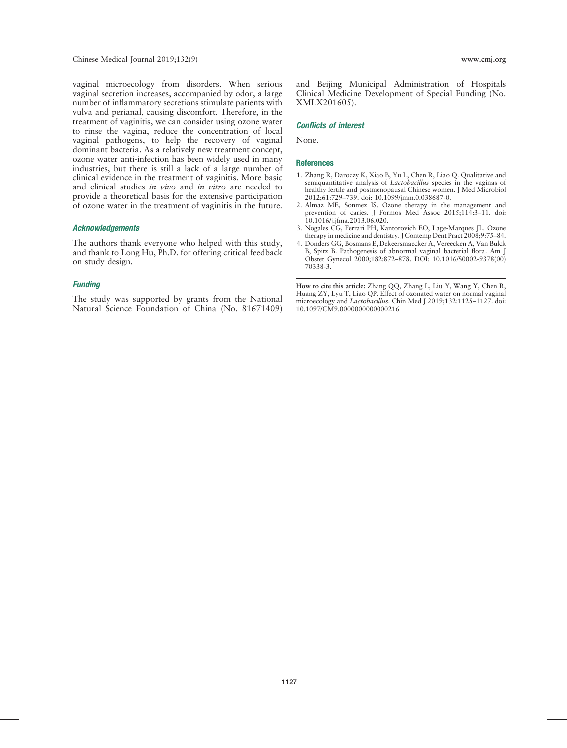vaginal microecology from disorders. When serious vaginal secretion increases, accompanied by odor, a large number of inflammatory secretions stimulate patients with vulva and perianal, causing discomfort. Therefore, in the treatment of vaginitis, we can consider using ozone water to rinse the vagina, reduce the concentration of local vaginal pathogens, to help the recovery of vaginal dominant bacteria. As a relatively new treatment concept, ozone water anti-infection has been widely used in many industries, but there is still a lack of a large number of clinical evidence in the treatment of vaginitis. More basic and clinical studies *in vivo* and *in vitro* are needed to provide a theoretical basis for the extensive participation of ozone water in the treatment of vaginitis in the future.

### Acknowledgements

The authors thank everyone who helped with this study, and thank to Long Hu, Ph.D. for offering critical feedback on study design.

### Funding

The study was supported by grants from the National Natural Science Foundation of China (No. 81671409) and Beijing Municipal Administration of Hospitals Clinical Medicine Development of Special Funding (No. XMLX201605).

### Conflicts of interest

None.

### References

1. Zhang R, Daroczy K, Xiao B, Yu L, Chen R, Liao Q. Qualitative and semiquantitative analysis of *Lactobacillus* species in the vaginas of healthy fertile and postmenopausal Chinese women. J Med Microbiol 2012;61:729–739. doi: 10.1099/jmm.0.038687-0.
2. Almaz ME, Sonmez IS. Ozone therapy in the management and prevention of caries. J Formos Med Assoc 2015;114:3–11. doi: 10.1016/j.jfma.2013.06.020.
3. Nogales CG, Ferrari PH, Kantorovich EO, Lage-Marques JL. Ozone therapy in medicine and dentistry. J Contemp Dent Pract 2008;9:75–84.
4. Donders GG, Bosmans E, Dekeersmaecker A, Vereecken A, Van Bulck B, Spitz B. Pathogenesis of abnormal vaginal bacterial flora. Am J Obstet Gynecol 2000;182:872–878. DOI: 10.1016/S0002-9378(00)70338-3.

**How to cite this article:** Zhang QQ, Zhang L, Liu Y, Wang Y, Chen R, Huang ZY, Lyu T, Liao QP. Effect of ozonated water on normal vaginal microecology and *Lactobacillus*. Chin Med J 2019;132:1125–1127. doi: 10.1097/CM9.0000000000000216